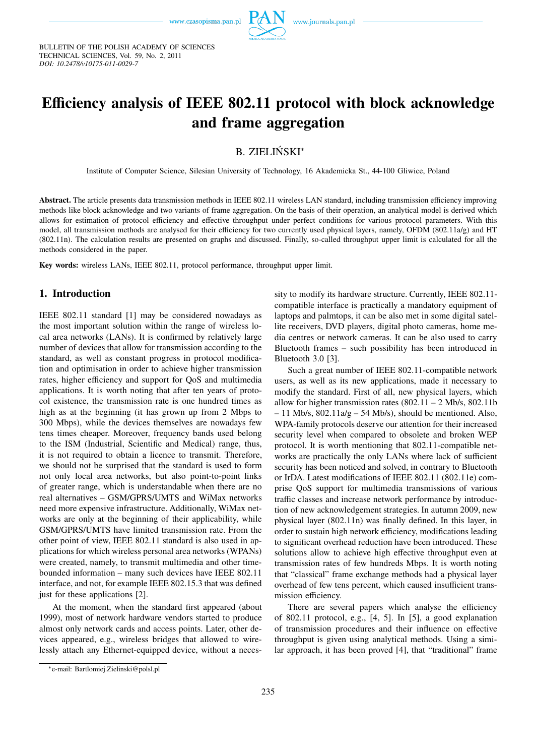# Efficiency analysis of IEEE 802.11 protocol with block acknowledge and frame aggregation

B. ZIELIŃSKI*

Institute of Computer Science, Silesian University of Technology, 16 Akademicka St., 44-100 Gliwice, Poland

**Abstract.** The article presents data transmission methods in IEEE 802.11 wireless LAN standard, including transmission efficiency improving methods like block acknowledge and two variants of frame aggregation. On the basis of their operation, an analytical model is derived which allows for estimation of protocol efficiency and effective throughput under perfect conditions for various protocol parameters. With this model, all transmission methods are analysed for their efficiency for two currently used physical layers, namely, OFDM (802.11a/g) and HT (802.11n). The calculation results are presented on graphs and discussed. Finally, so-called throughput upper limit is calculated for all the methods considered in the paper.

**Key words:** wireless LANs, IEEE 802.11, protocol performance, throughput upper limit.

## 1. Introduction

IEEE 802.11 standard [1] may be considered nowadays as the most important solution within the range of wireless local area networks (LANs). It is confirmed by relatively large number of devices that allow for transmission according to the standard, as well as constant progress in protocol modification and optimisation in order to achieve higher transmission rates, higher efficiency and support for QoS and multimedia applications. It is worth noting that after ten years of protocol existence, the transmission rate is one hundred times as high as at the beginning (it has grown up from 2 Mbps to 300 Mbps), while the devices themselves are nowadays few tens times cheaper. Moreover, frequency bands used belong to the ISM (Industrial, Scientific and Medical) range, thus, it is not required to obtain a licence to transmit. Therefore, we should not be surprised that the standard is used to form not only local area networks, but also point-to-point links of greater range, which is understandable when there are no real alternatives – GSM/GPRS/UMTS and WiMax networks need more expensive infrastructure. Additionally, WiMax networks are only at the beginning of their applicability, while GSM/GPRS/UMTS have limited transmission rate. From the other point of view, IEEE 802.11 standard is also used in applications for which wireless personal area networks (WPANs) were created, namely, to transmit multimedia and other time-bounded information – many such devices have IEEE 802.11 interface, and not, for example IEEE 802.15.3 that was defined just for these applications [2].

At the moment, when the standard first appeared (about 1999), most of network hardware vendors started to produce almost only network cards and access points. Later, other devices appeared, e.g., wireless bridges that allowed to wirelessly attach any Ethernet-equipped device, without a necessity to modify its hardware structure. Currently, IEEE 802.11-compatible interface is practically a mandatory equipment of laptops and palmtops, it can be also met in some digital satellite receivers, DVD players, digital photo cameras, home media centres or network cameras. It can be also used to carry Bluetooth frames – such possibility has been introduced in Bluetooth 3.0 [3].

Such a great number of IEEE 802.11-compatible network users, as well as its new applications, made it necessary to modify the standard. First of all, new physical layers, which allow for higher transmission rates (802.11 – 2 Mb/s, 802.11b – 11 Mb/s, 802.11a/g – 54 Mb/s), should be mentioned. Also, WPA-family protocols deserve our attention for their increased security level when compared to obsolete and broken WEP protocol. It is worth mentioning that 802.11-compatible networks are practically the only LANs where lack of sufficient security has been noticed and solved, in contrary to Bluetooth or IrDA. Latest modifications of IEEE 802.11 (802.11e) comprise QoS support for multimedia transmissions of various traffic classes and increase network performance by introduction of new acknowledgement strategies. In autumn 2009, new physical layer (802.11n) was finally defined. In this layer, in order to sustain high network efficiency, modifications leading to significant overhead reduction have been introduced. These solutions allow to achieve high effective throughput even at transmission rates of few hundreds Mbps. It is worth noting that "classical" frame exchange methods had a physical layer overhead of few tens percent, which caused insufficient transmission efficiency.

There are several papers which analyse the efficiency of 802.11 protocol, e.g., [4, 5]. In [5], a good explanation of transmission procedures and their influence on effective throughput is given using analytical methods. Using a similar approach, it has been proved [4], that "traditional" frame

*e-mail: Bartlomiej.Zielinski@polsl.pl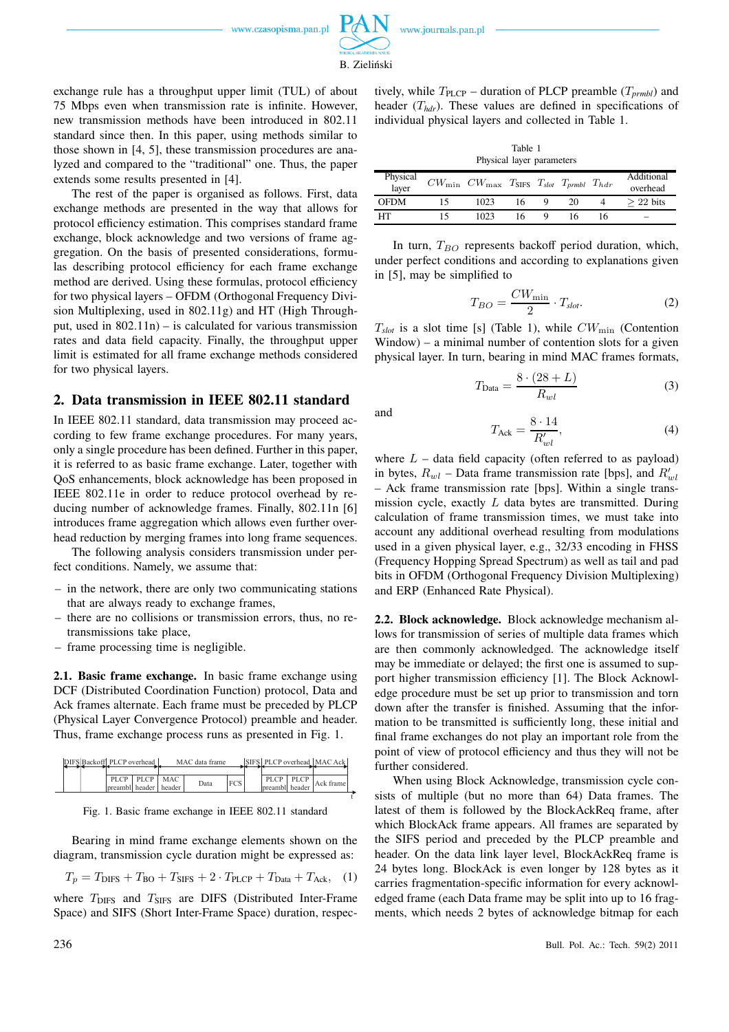exchange rule has a throughput upper limit (TUL) of about 75 Mbps even when transmission rate is infinite. However, new transmission methods have been introduced in 802.11 standard since then. In this paper, using methods similar to those shown in [4, 5], these transmission procedures are analyzed and compared to the "traditional" one. Thus, the paper extends some results presented in [4].

The rest of the paper is organised as follows. First, data exchange methods are presented in the way that allows for protocol efficiency estimation. This comprises standard frame exchange, block acknowledge and two versions of frame aggregation. On the basis of presented considerations, formulas describing protocol efficiency for each frame exchange method are derived. Using these formulas, protocol efficiency for two physical layers – OFDM (Orthogonal Frequency Division Multiplexing, used in 802.11g) and HT (High Throughput, used in 802.11n) – is calculated for various transmission rates and data field capacity. Finally, the throughput upper limit is estimated for all frame exchange methods considered for two physical layers.

## 2. Data transmission in IEEE 802.11 standard

In IEEE 802.11 standard, data transmission may proceed according to few frame exchange procedures. For many years, only a single procedure has been defined. Further in this paper, it is referred to as basic frame exchange. Later, together with QoS enhancements, block acknowledge has been proposed in IEEE 802.11e in order to reduce protocol overhead by reducing number of acknowledge frames. Finally, 802.11n [6] introduces frame aggregation which allows even further overhead reduction by merging frames into long frame sequences.

The following analysis considers transmission under perfect conditions. Namely, we assume that:

- in the network, there are only two communicating stations that are always ready to exchange frames,
- there are no collisions or transmission errors, thus, no retransmissions take place,
- frame processing time is negligible.

**2.1. Basic frame exchange.** In basic frame exchange using DCF (Distributed Coordination Function) protocol, Data and Ack frames alternate. Each frame must be preceded by PLCP (Physical Layer Convergence Protocol) preamble and header. Thus, frame exchange process runs as presented in Fig. 1.

| DIFS | Backoff | PLCP overhead | | MAC data frame | | | SIFS | PLCP overhead | | MAC Ack |
|---|---|---|---|---|---|---|---|---|---|---|
| | | PLCP preambl | PLCP header | MAC header | Data | FCS | | PLCP preambl | PLCP header | Ack frame |

Fig. 1. Basic frame exchange in IEEE 802.11 standard

Bearing in mind frame exchange elements shown on the diagram, transmission cycle duration might be expressed as:

$$T_p = T_{\mathrm{DIFS}} + T_{\mathrm{BO}} + T_{\mathrm{SIFS}} + 2 \cdot T_{\mathrm{PLCP}} + T_{\mathrm{Data}} + T_{\mathrm{Ack}}, \quad (1)$$

where $T_{\mathrm{DIFS}}$ and $T_{\mathrm{SIFS}}$ are DIFS (Distributed Inter-Frame Space) and SIFS (Short Inter-Frame Space) duration, respectively, while $T_{\mathrm{PLCP}}$ – duration of PLCP preamble ($T_{prmbl}$) and header ($T_{hdr}$). These values are defined in specifications of individual physical layers and collected in Table 1.

Table 1
Physical layer parameters

| Physical layer | $CW_{\min}$ | $CW_{\max}$ | $T_{\mathrm{SIFS}}$ | $T_{slot}$ | $T_{prmbl}$ | $T_{hdr}$ | Additional overhead |
|---|---|---|---|---|---|---|---|
| OFDM | 15 | 1023 | 16 | 9 | 20 | 4 | $\geq$ 22 bits |
| HT | 15 | 1023 | 16 | 9 | 16 | 16 | – |

In turn, $T_{BO}$ represents backoff period duration, which, under perfect conditions and according to explanations given in [5], may be simplified to

$$T_{BO} = \frac{CW_{\min}}{2} \cdot T_{slot}. \quad (2)$$

$T_{slot}$ is a slot time [s] (Table 1), while $CW_{\min}$ (Contention Window) – a minimal number of contention slots for a given physical layer. In turn, bearing in mind MAC frames formats,

$$T_{\mathrm{Data}} = \frac{8 \cdot (28 + L)}{R_{wl}} \quad (3)$$

and

$$T_{\mathrm{Ack}} = \frac{8 \cdot 14}{R'_{wl}}, \quad (4)$$

where $L$ – data field capacity (often referred to as payload) in bytes, $R_{wl}$ – Data frame transmission rate [bps], and $R'_{wl}$ – Ack frame transmission rate [bps]. Within a single transmission cycle, exactly $L$ data bytes are transmitted. During calculation of frame transmission times, we must take into account any additional overhead resulting from modulations used in a given physical layer, e.g., 32/33 encoding in FHSS (Frequency Hopping Spread Spectrum) as well as tail and pad bits in OFDM (Orthogonal Frequency Division Multiplexing) and ERP (Enhanced Rate Physical).

**2.2. Block acknowledge.** Block acknowledge mechanism allows for transmission of series of multiple data frames which are then commonly acknowledged. The acknowledge itself may be immediate or delayed; the first one is assumed to support higher transmission efficiency [1]. The Block Acknowledge procedure must be set up prior to transmission and torn down after the transfer is finished. Assuming that the information to be transmitted is sufficiently long, these initial and final frame exchanges do not play an important role from the point of view of protocol efficiency and thus they will not be further considered.

When using Block Acknowledge, transmission cycle consists of multiple (but no more than 64) Data frames. The latest of them is followed by the BlockAckReq frame, after which BlockAck frame appears. All frames are separated by the SIFS period and preceded by the PLCP preamble and header. On the data link layer level, BlockAckReq frame is 24 bytes long. BlockAck is even longer by 128 bytes as it carries fragmentation-specific information for every acknowledged frame (each Data frame may be split into up to 16 fragments, which needs 2 bytes of acknowledge bitmap for each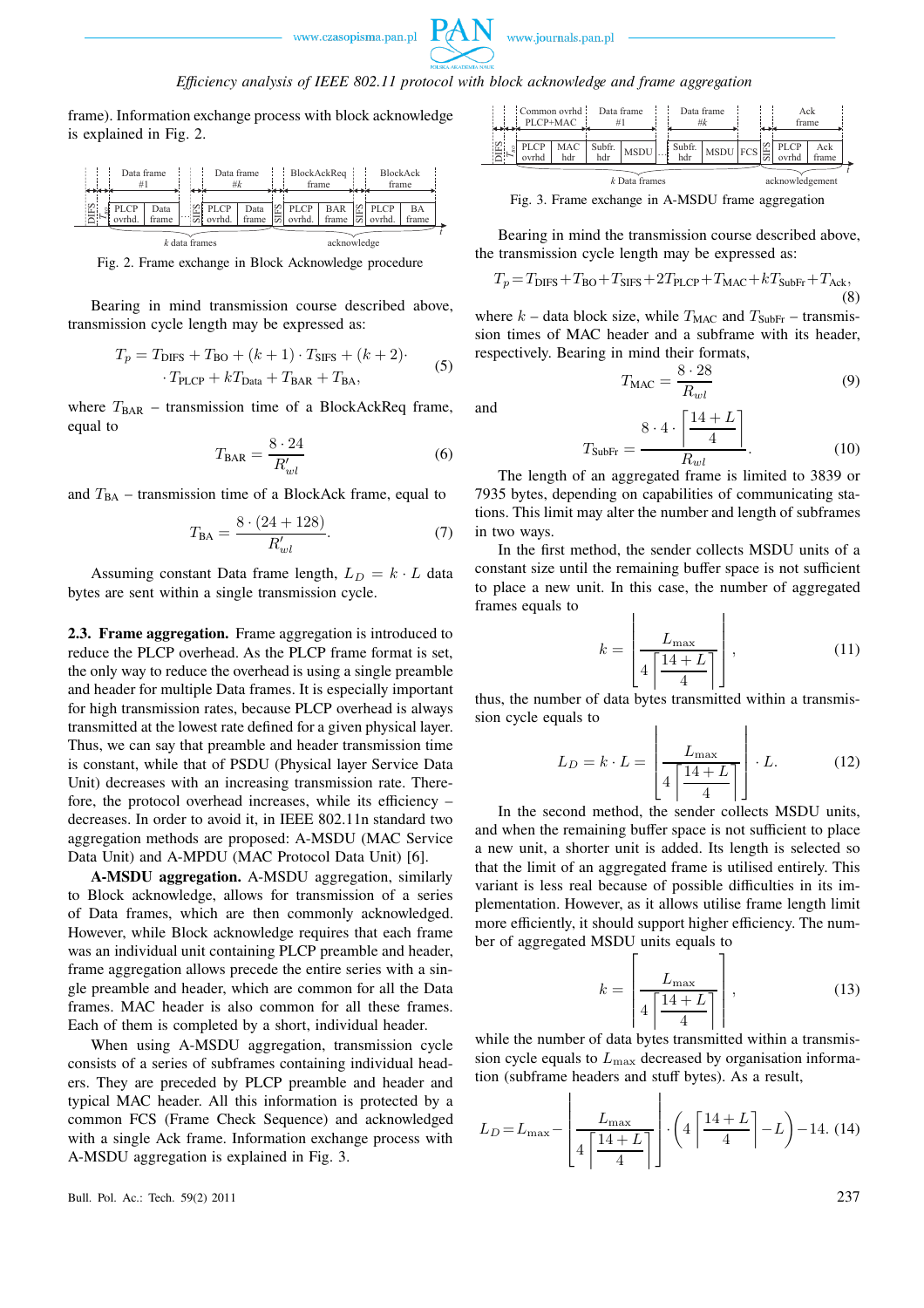frame). Information exchange process with block acknowledge is explained in Fig. 2.

Fig. 2. Frame exchange in Block Acknowledge procedure

Bearing in mind transmission course described above, transmission cycle length may be expressed as:

$$T_p = T_{\mathrm{DIFS}} + T_{\mathrm{BO}} + (k+1) \cdot T_{\mathrm{SIFS}} + (k+2) \cdot T_{\mathrm{PLCP}} + kT_{\mathrm{Data}} + T_{\mathrm{BAR}} + T_{\mathrm{BA}}, \tag{5}$$

where $T_{\mathrm{BAR}}$ – transmission time of a BlockAckReq frame, equal to

$$T_{\mathrm{BAR}} = \frac{8 \cdot 24}{R'_{wl}} \tag{6}$$

and $T_{\mathrm{BA}}$ – transmission time of a BlockAck frame, equal to

$$T_{\mathrm{BA}} = \frac{8 \cdot (24 + 128)}{R'_{wl}}. \tag{7}$$

Assuming constant Data frame length, $L_D = k \cdot L$ data bytes are sent within a single transmission cycle.

**2.3. Frame aggregation.** Frame aggregation is introduced to reduce the PLCP overhead. As the PLCP frame format is set, the only way to reduce the overhead is using a single preamble and header for multiple Data frames. It is especially important for high transmission rates, because PLCP overhead is always transmitted at the lowest rate defined for a given physical layer. Thus, we can say that preamble and header transmission time is constant, while that of PSDU (Physical layer Service Data Unit) decreases with an increasing transmission rate. Therefore, the protocol overhead increases, while its efficiency – decreases. In order to avoid it, in IEEE 802.11n standard two aggregation methods are proposed: A-MSDU (MAC Service Data Unit) and A-MPDU (MAC Protocol Data Unit) [6].

**A-MSDU aggregation.** A-MSDU aggregation, similarly to Block acknowledge, allows for transmission of a series of Data frames, which are then commonly acknowledged. However, while Block acknowledge requires that each frame was an individual unit containing PLCP preamble and header, frame aggregation allows precede the entire series with a single preamble and header, which are common for all the Data frames. MAC header is also common for all these frames. Each of them is completed by a short, individual header.

When using A-MSDU aggregation, transmission cycle consists of a series of subframes containing individual headers. They are preceded by PLCP preamble and header and typical MAC header. All this information is protected by a common FCS (Frame Check Sequence) and acknowledged with a single Ack frame. Information exchange process with A-MSDU aggregation is explained in Fig. 3.

Fig. 3. Frame exchange in A-MSDU frame aggregation

Bearing in mind the transmission course described above, the transmission cycle length may be expressed as:

$$T_p = T_{\mathrm{DIFS}} + T_{\mathrm{BO}} + T_{\mathrm{SIFS}} + 2T_{\mathrm{PLCP}} + T_{\mathrm{MAC}} + kT_{\mathrm{SubFr}} + T_{\mathrm{Ack}}, \tag{8}$$

where $k$ – data block size, while $T_{\mathrm{MAC}}$ and $T_{\mathrm{SubFr}}$ – transmission times of MAC header and a subframe with its header, respectively. Bearing in mind their formats,

$$T_{\mathrm{MAC}} = \frac{8 \cdot 28}{R_{wl}} \tag{9}$$

and

$$T_{\mathrm{SubFr}} = \frac{8 \cdot 4 \cdot \left\lceil \frac{14 + L}{4} \right\rceil}{R_{wl}}. \tag{10}$$

The length of an aggregated frame is limited to 3839 or 7935 bytes, depending on capabilities of communicating stations. This limit may alter the number and length of subframes in two ways.

In the first method, the sender collects MSDU units of a constant size until the remaining buffer space is not sufficient to place a new unit. In this case, the number of aggregated frames equals to

$$k = \left\lfloor \frac{L_{\max}}{4\left\lceil \frac{14 + L}{4} \right\rceil} \right\rfloor, \tag{11}$$

thus, the number of data bytes transmitted within a transmission cycle equals to

$$L_D = k \cdot L = \left\lfloor \frac{L_{\max}}{4\left\lceil \frac{14 + L}{4} \right\rceil} \right\rfloor \cdot L. \tag{12}$$

In the second method, the sender collects MSDU units, and when the remaining buffer space is not sufficient to place a new unit, a shorter unit is added. Its length is selected so that the limit of an aggregated frame is utilised entirely. This variant is less real because of possible difficulties in its implementation. However, as it allows utilise frame length limit more efficiently, it should support higher efficiency. The number of aggregated MSDU units equals to

$$k = \left\lceil \frac{L_{\max}}{4\left\lceil \frac{14 + L}{4} \right\rceil} \right\rceil, \tag{13}$$

while the number of data bytes transmitted within a transmission cycle equals to $L_{\max}$ decreased by organisation information (subframe headers and stuff bytes). As a result,

$$L_D = L_{\max} - \left\lfloor \frac{L_{\max}}{4\left\lceil \frac{14 + L}{4} \right\rceil} \right\rfloor \cdot \left( 4 \left\lceil \frac{14 + L}{4} \right\rceil - L \right) - 14. \tag{14}$$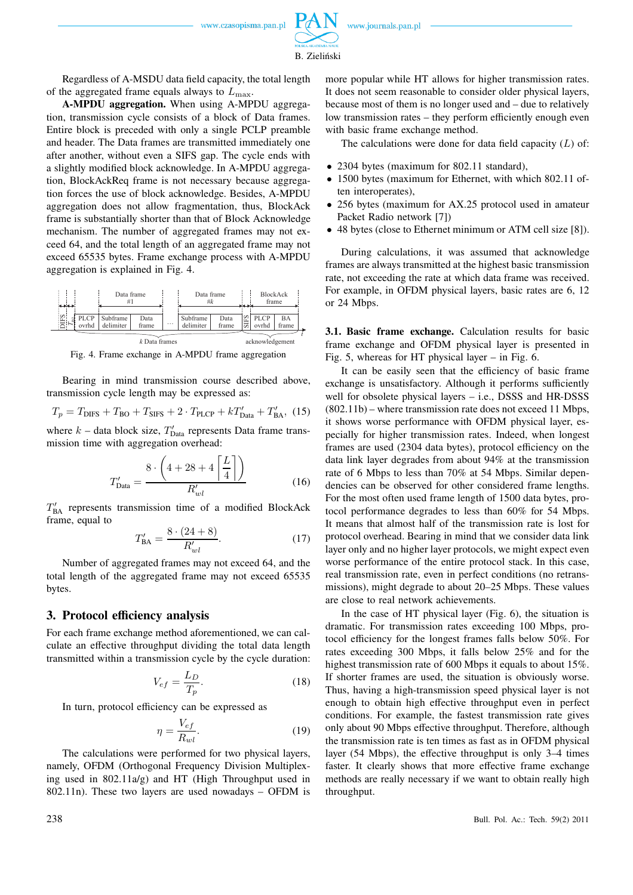Regardless of A-MSDU data field capacity, the total length of the aggregated frame equals always to $L_{\max}$.

**A-MPDU aggregation.** When using A-MPDU aggregation, transmission cycle consists of a block of Data frames. Entire block is preceded with only a single PCLP preamble and header. The Data frames are transmitted immediately one after another, without even a SIFS gap. The cycle ends with a slightly modified block acknowledge. In A-MPDU aggregation, BlockAckReq frame is not necessary because aggregation forces the use of block acknowledge. Besides, A-MPDU aggregation does not allow fragmentation, thus, BlockAck frame is substantially shorter than that of Block Acknowledge mechanism. The number of aggregated frames may not exceed 64, and the total length of an aggregated frame may not exceed 65535 bytes. Frame exchange process with A-MPDU aggregation is explained in Fig. 4.

Fig. 4. Frame exchange in A-MPDU frame aggregation

Bearing in mind transmission course described above, transmission cycle length may be expressed as:

$$T_p = T_{\text{DIFS}} + T_{\text{BO}} + T_{\text{SIFS}} + 2 \cdot T_{\text{PLCP}} + kT'_{\text{Data}} + T'_{\text{BA}}, \quad (15)$$

where $k$ – data block size, $T'_{\text{Data}}$ represents Data frame transmission time with aggregation overhead:

$$T'_{\text{Data}} = \frac{8 \cdot \left(4 + 28 + 4\left\lceil \frac{L}{4} \right\rceil\right)}{R'_{wl}} \quad (16)$$

$T'_{\text{BA}}$ represents transmission time of a modified BlockAck frame, equal to

$$T'_{\text{BA}} = \frac{8 \cdot (24 + 8)}{R'_{wl}}. \quad (17)$$

Number of aggregated frames may not exceed 64, and the total length of the aggregated frame may not exceed 65535 bytes.

## 3. Protocol efficiency analysis

For each frame exchange method aforementioned, we can calculate an effective throughput dividing the total data length transmitted within a transmission cycle by the cycle duration:

$$V_{ef} = \frac{L_D}{T_p}. \quad (18)$$

In turn, protocol efficiency can be expressed as

$$\eta = \frac{V_{ef}}{R_{wl}}. \quad (19)$$

The calculations were performed for two physical layers, namely, OFDM (Orthogonal Frequency Division Multiplexing used in 802.11a/g) and HT (High Throughput used in 802.11n). These two layers are used nowadays – OFDM is more popular while HT allows for higher transmission rates. It does not seem reasonable to consider older physical layers, because most of them is no longer used and – due to relatively low transmission rates – they perform efficiently enough even with basic frame exchange method.

The calculations were done for data field capacity ($L$) of:

- 2304 bytes (maximum for 802.11 standard),
- 1500 bytes (maximum for Ethernet, with which 802.11 often interoperates),
- 256 bytes (maximum for AX.25 protocol used in amateur Packet Radio network [7])
- 48 bytes (close to Ethernet minimum or ATM cell size [8]).

During calculations, it was assumed that acknowledge frames are always transmitted at the highest basic transmission rate, not exceeding the rate at which data frame was received. For example, in OFDM physical layers, basic rates are 6, 12 or 24 Mbps.

**3.1. Basic frame exchange.** Calculation results for basic frame exchange and OFDM physical layer is presented in Fig. 5, whereas for HT physical layer – in Fig. 6.

It can be easily seen that the efficiency of basic frame exchange is unsatisfactory. Although it performs sufficiently well for obsolete physical layers – i.e., DSSS and HR-DSSS (802.11b) – where transmission rate does not exceed 11 Mbps, it shows worse performance with OFDM physical layer, especially for higher transmission rates. Indeed, when longest frames are used (2304 data bytes), protocol efficiency on the data link layer degrades from about 94% at the transmission rate of 6 Mbps to less than 70% at 54 Mbps. Similar dependencies can be observed for other considered frame lengths. For the most often used frame length of 1500 data bytes, protocol performance degrades to less than 60% for 54 Mbps. It means that almost half of the transmission rate is lost for protocol overhead. Bearing in mind that we consider data link layer only and no higher layer protocols, we might expect even worse performance of the entire protocol stack. In this case, real transmission rate, even in perfect conditions (no retransmissions), might degrade to about 20–25 Mbps. These values are close to real network achievements.

In the case of HT physical layer (Fig. 6), the situation is dramatic. For transmission rates exceeding 100 Mbps, protocol efficiency for the longest frames falls below 50%. For rates exceeding 300 Mbps, it falls below 25% and for the highest transmission rate of 600 Mbps it equals to about 15%. If shorter frames are used, the situation is obviously worse. Thus, having a high-transmission speed physical layer is not enough to obtain high effective throughput even in perfect conditions. For example, the fastest transmission rate gives only about 90 Mbps effective throughput. Therefore, although the transmission rate is ten times as fast as in OFDM physical layer (54 Mbps), the effective throughput is only 3–4 times faster. It clearly shows that more effective frame exchange methods are really necessary if we want to obtain really high throughput.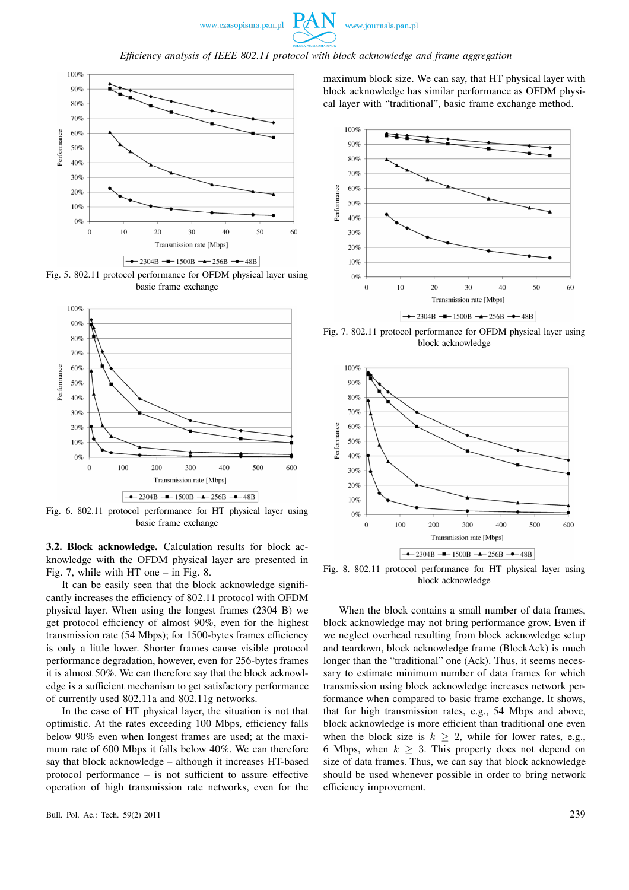Fig. 5. 802.11 protocol performance for OFDM physical layer using basic frame exchange

Fig. 6. 802.11 protocol performance for HT physical layer using basic frame exchange

**3.2. Block acknowledge.** Calculation results for block acknowledge with the OFDM physical layer are presented in Fig. 7, while with HT one – in Fig. 8.

It can be easily seen that the block acknowledge significantly increases the efficiency of 802.11 protocol with OFDM physical layer. When using the longest frames (2304 B) we get protocol efficiency of almost 90%, even for the highest transmission rate (54 Mbps); for 1500-bytes frames efficiency is only a little lower. Shorter frames cause visible protocol performance degradation, however, even for 256-bytes frames it is almost 50%. We can therefore say that the block acknowledge is a sufficient mechanism to get satisfactory performance of currently used 802.11a and 802.11g networks.

In the case of HT physical layer, the situation is not that optimistic. At the rates exceeding 100 Mbps, efficiency falls below 90% even when longest frames are used; at the maximum rate of 600 Mbps it falls below 40%. We can therefore say that block acknowledge – although it increases HT-based protocol performance – is not sufficient to assure effective operation of high transmission rate networks, even for the maximum block size. We can say, that HT physical layer with block acknowledge has similar performance as OFDM physical layer with "traditional", basic frame exchange method.

Fig. 7. 802.11 protocol performance for OFDM physical layer using block acknowledge

Fig. 8. 802.11 protocol performance for HT physical layer using block acknowledge

When the block contains a small number of data frames, block acknowledge may not bring performance grow. Even if we neglect overhead resulting from block acknowledge setup and teardown, block acknowledge frame (BlockAck) is much longer than the "traditional" one (Ack). Thus, it seems necessary to estimate minimum number of data frames for which transmission using block acknowledge increases network performance when compared to basic frame exchange. It shows, that for high transmission rates, e.g., 54 Mbps and above, block acknowledge is more efficient than traditional one even when the block size is $k \geq 2$, while for lower rates, e.g., 6 Mbps, when $k \geq 3$. This property does not depend on size of data frames. Thus, we can say that block acknowledge should be used whenever possible in order to bring network efficiency improvement.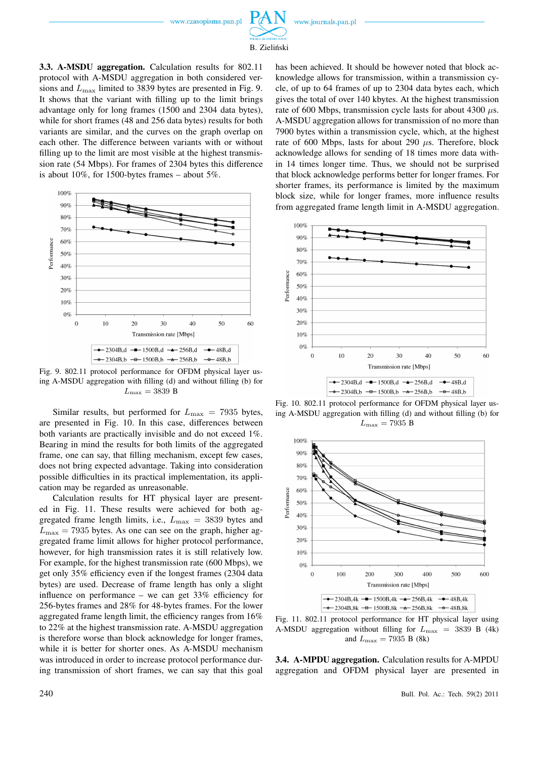**3.3. A-MSDU aggregation.** Calculation results for 802.11 protocol with A-MSDU aggregation in both considered versions and $L_{\max}$ limited to 3839 bytes are presented in Fig. 9. It shows that the variant with filling up to the limit brings advantage only for long frames (1500 and 2304 data bytes), while for short frames (48 and 256 data bytes) results for both variants are similar, and the curves on the graph overlap on each other. The difference between variants with or without filling up to the limit are most visible at the highest transmission rate (54 Mbps). For frames of 2304 bytes this difference is about 10%, for 1500-bytes frames – about 5%.

Fig. 9. 802.11 protocol performance for OFDM physical layer using A-MSDU aggregation with filling (d) and without filling (b) for $L_{\max} = 3839$ B

Similar results, but performed for $L_{\max} = 7935$ bytes, are presented in Fig. 10. In this case, differences between both variants are practically invisible and do not exceed 1%. Bearing in mind the results for both limits of the aggregated frame, one can say, that filling mechanism, except few cases, does not bring expected advantage. Taking into consideration possible difficulties in its practical implementation, its application may be regarded as unreasonable.

Calculation results for HT physical layer are presented in Fig. 11. These results were achieved for both aggregated frame length limits, i.e., $L_{\max} = 3839$ bytes and $L_{\max} = 7935$ bytes. As one can see on the graph, higher aggregated frame limit allows for higher protocol performance, however, for high transmission rates it is still relatively low. For example, for the highest transmission rate (600 Mbps), we get only 35% efficiency even if the longest frames (2304 data bytes) are used. Decrease of frame length has only a slight influence on performance – we can get 33% efficiency for 256-bytes frames and 28% for 48-bytes frames. For the lower aggregated frame length limit, the efficiency ranges from 16% to 22% at the highest transmission rate. A-MSDU aggregation is therefore worse than block acknowledge for longer frames, while it is better for shorter ones. As A-MSDU mechanism was introduced in order to increase protocol performance during transmission of short frames, we can say that this goal has been achieved. It should be however noted that block acknowledge allows for transmission, within a transmission cycle, of up to 64 frames of up to 2304 data bytes each, which gives the total of over 140 kbytes. At the highest transmission rate of 600 Mbps, transmission cycle lasts for about 4300 $\mu$s. A-MSDU aggregation allows for transmission of no more than 7900 bytes within a transmission cycle, which, at the highest rate of 600 Mbps, lasts for about 290 $\mu$s. Therefore, block acknowledge allows for sending of 18 times more data within 14 times longer time. Thus, we should not be surprised that block acknowledge performs better for longer frames. For shorter frames, its performance is limited by the maximum block size, while for longer frames, more influence results from aggregated frame length limit in A-MSDU aggregation.

Fig. 10. 802.11 protocol performance for OFDM physical layer using A-MSDU aggregation with filling (d) and without filling (b) for $L_{\max} = 7935$ B

Fig. 11. 802.11 protocol performance for HT physical layer using A-MSDU aggregation without filling for $L_{\max} = 3839$ B (4k) and $L_{\max} = 7935$ B (8k)

**3.4. A-MPDU aggregation.** Calculation results for A-MPDU aggregation and OFDM physical layer are presented in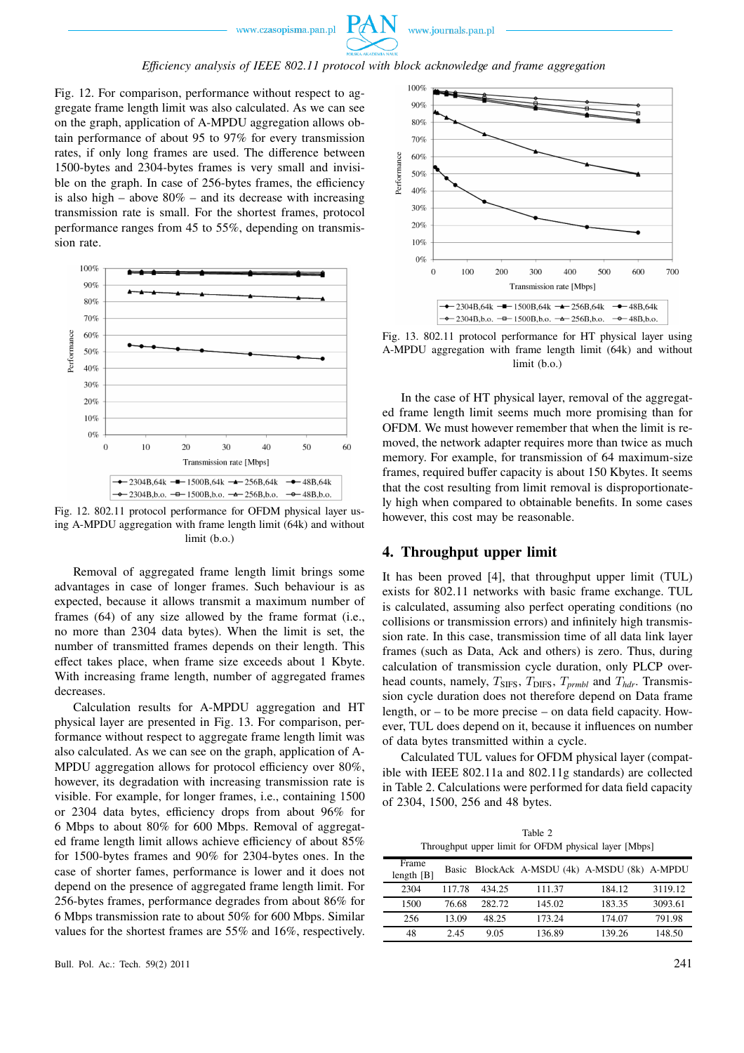Fig. 12. For comparison, performance without respect to aggregate frame length limit was also calculated. As we can see on the graph, application of A-MPDU aggregation allows obtain performance of about 95 to 97% for every transmission rates, if only long frames are used. The difference between 1500-bytes and 2304-bytes frames is very small and invisible on the graph. In case of 256-bytes frames, the efficiency is also high – above 80% – and its decrease with increasing transmission rate is small. For the shortest frames, protocol performance ranges from 45 to 55%, depending on transmission rate.

Fig. 12. 802.11 protocol performance for OFDM physical layer using A-MPDU aggregation with frame length limit (64k) and without limit (b.o.)

Removal of aggregated frame length limit brings some advantages in case of longer frames. Such behaviour is as expected, because it allows transmit a maximum number of frames (64) of any size allowed by the frame format (i.e., no more than 2304 data bytes). When the limit is set, the number of transmitted frames depends on their length. This effect takes place, when frame size exceeds about 1 Kbyte. With increasing frame length, number of aggregated frames decreases.

Calculation results for A-MPDU aggregation and HT physical layer are presented in Fig. 13. For comparison, performance without respect to aggregate frame length limit was also calculated. As we can see on the graph, application of A-MPDU aggregation allows for protocol efficiency over 80%, however, its degradation with increasing transmission rate is visible. For example, for longer frames, i.e., containing 1500 or 2304 data bytes, efficiency drops from about 96% for 6 Mbps to about 80% for 600 Mbps. Removal of aggregated frame length limit allows achieve efficiency of about 85% for 1500-bytes frames and 90% for 2304-bytes ones. In the case of shorter fames, performance is lower and it does not depend on the presence of aggregated frame length limit. For 256-bytes frames, performance degrades from about 86% for 6 Mbps transmission rate to about 50% for 600 Mbps. Similar values for the shortest frames are 55% and 16%, respectively.

Fig. 13. 802.11 protocol performance for HT physical layer using A-MPDU aggregation with frame length limit (64k) and without limit (b.o.)

In the case of HT physical layer, removal of the aggregated frame length limit seems much more promising than for OFDM. We must however remember that when the limit is removed, the network adapter requires more than twice as much memory. For example, for transmission of 64 maximum-size frames, required buffer capacity is about 150 Kbytes. It seems that the cost resulting from limit removal is disproportionately high when compared to obtainable benefits. In some cases however, this cost may be reasonable.

## 4. Throughput upper limit

It has been proved [4], that throughput upper limit (TUL) exists for 802.11 networks with basic frame exchange. TUL is calculated, assuming also perfect operating conditions (no collisions or transmission errors) and infinitely high transmission rate. In this case, transmission time of all data link layer frames (such as Data, Ack and others) is zero. Thus, during calculation of transmission cycle duration, only PLCP overhead counts, namely, $T_{\mathrm{SIFS}}$, $T_{\mathrm{DIFS}}$, $T_{prmbl}$ and $T_{hdr}$. Transmission cycle duration does not therefore depend on Data frame length, or – to be more precise – on data field capacity. However, TUL does depend on it, because it influences on number of data bytes transmitted within a cycle.

Calculated TUL values for OFDM physical layer (compatible with IEEE 802.11a and 802.11g standards) are collected in Table 2. Calculations were performed for data field capacity of 2304, 1500, 256 and 48 bytes.

Table 2
Throughput upper limit for OFDM physical layer [Mbps]

| Frame length [B] | Basic | BlockAck | A-MSDU (4k) | A-MSDU (8k) | A-MPDU |
|---|---|---|---|---|---|
| 2304 | 117.78 | 434.25 | 111.37 | 184.12 | 3119.12 |
| 1500 | 76.68 | 282.72 | 145.02 | 183.35 | 3093.61 |
| 256 | 13.09 | 48.25 | 173.24 | 174.07 | 791.98 |
| 48 | 2.45 | 9.05 | 136.89 | 139.26 | 148.50 |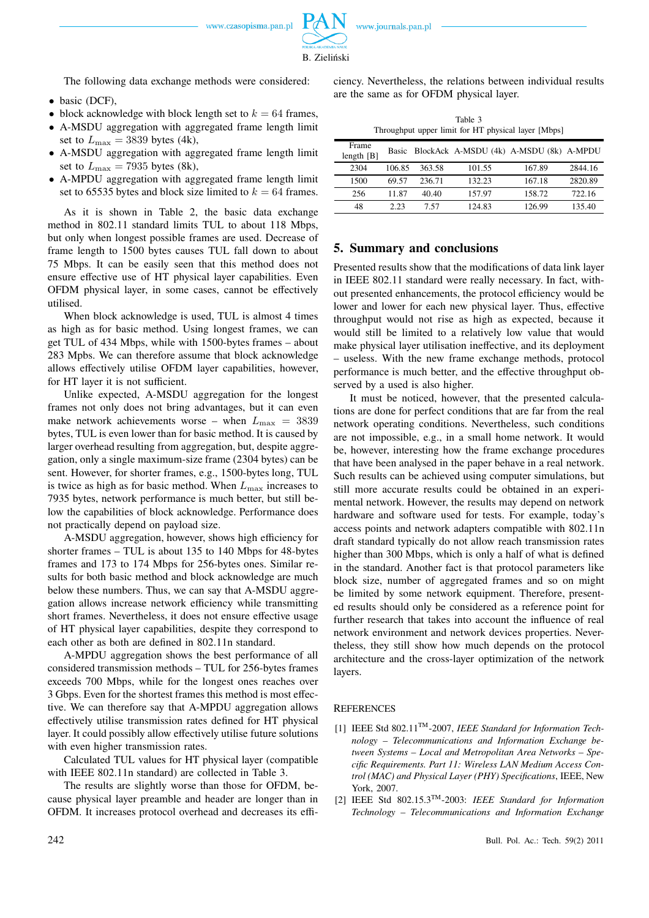The following data exchange methods were considered:

- basic (DCF),
- block acknowledge with block length set to $k = 64$ frames,
- A-MSDU aggregation with aggregated frame length limit set to $L_{max} = 3839$ bytes (4k),
- A-MSDU aggregation with aggregated frame length limit set to $L_{max} = 7935$ bytes (8k),
- A-MPDU aggregation with aggregated frame length limit set to 65535 bytes and block size limited to $k = 64$ frames.

As it is shown in Table 2, the basic data exchange method in 802.11 standard limits TUL to about 118 Mbps, but only when longest possible frames are used. Decrease of frame length to 1500 bytes causes TUL fall down to about 75 Mbps. It can be easily seen that this method does not ensure effective use of HT physical layer capabilities. Even OFDM physical layer, in some cases, cannot be effectively utilised.

When block acknowledge is used, TUL is almost 4 times as high as for basic method. Using longest frames, we can get TUL of 434 Mbps, while with 1500-bytes frames – about 283 Mpbs. We can therefore assume that block acknowledge allows effectively utilise OFDM layer capabilities, however, for HT layer it is not sufficient.

Unlike expected, A-MSDU aggregation for the longest frames not only does not bring advantages, but it can even make network achievements worse – when $L_{max} = 3839$ bytes, TUL is even lower than for basic method. It is caused by larger overhead resulting from aggregation, but, despite aggregation, only a single maximum-size frame (2304 bytes) can be sent. However, for shorter frames, e.g., 1500-bytes long, TUL is twice as high as for basic method. When $L_{max}$ increases to 7935 bytes, network performance is much better, but still below the capabilities of block acknowledge. Performance does not practically depend on payload size.

A-MSDU aggregation, however, shows high efficiency for shorter frames – TUL is about 135 to 140 Mbps for 48-bytes frames and 173 to 174 Mbps for 256-bytes ones. Similar results for both basic method and block acknowledge are much below these numbers. Thus, we can say that A-MSDU aggregation allows increase network efficiency while transmitting short frames. Nevertheless, it does not ensure effective usage of HT physical layer capabilities, despite they correspond to each other as both are defined in 802.11n standard.

A-MPDU aggregation shows the best performance of all considered transmission methods – TUL for 256-bytes frames exceeds 700 Mbps, while for the longest ones reaches over 3 Gbps. Even for the shortest frames this method is most effective. We can therefore say that A-MPDU aggregation allows effectively utilise transmission rates defined for HT physical layer. It could possibly allow effectively utilise future solutions with even higher transmission rates.

Calculated TUL values for HT physical layer (compatible with IEEE 802.11n standard) are collected in Table 3.

The results are slightly worse than those for OFDM, because physical layer preamble and header are longer than in OFDM. It increases protocol overhead and decreases its efficiency. Nevertheless, the relations between individual results are the same as for OFDM physical layer.

Table 3
Throughput upper limit for HT physical layer [Mbps]

| Frame length [B] | Basic | BlockAck | A-MSDU (4k) | A-MSDU (8k) | A-MPDU |
|---|---|---|---|---|---|
| 2304 | 106.85 | 363.58 | 101.55 | 167.89 | 2844.16 |
| 1500 | 69.57 | 236.71 | 132.23 | 167.18 | 2820.89 |
| 256 | 11.87 | 40.40 | 157.97 | 158.72 | 722.16 |
| 48 | 2.23 | 7.57 | 124.83 | 126.99 | 135.40 |

## 5. Summary and conclusions

Presented results show that the modifications of data link layer in IEEE 802.11 standard were really necessary. In fact, without presented enhancements, the protocol efficiency would be lower and lower for each new physical layer. Thus, effective throughput would not rise as high as expected, because it would still be limited to a relatively low value that would make physical layer utilisation ineffective, and its deployment – useless. With the new frame exchange methods, protocol performance is much better, and the effective throughput observed by a used is also higher.

It must be noticed, however, that the presented calculations are done for perfect conditions that are far from the real network operating conditions. Nevertheless, such conditions are not impossible, e.g., in a small home network. It would be, however, interesting how the frame exchange procedures that have been analysed in the paper behave in a real network. Such results can be achieved using computer simulations, but still more accurate results could be obtained in an experimental network. However, the results may depend on network hardware and software used for tests. For example, today's access points and network adapters compatible with 802.11n draft standard typically do not allow reach transmission rates higher than 300 Mbps, which is only a half of what is defined in the standard. Another fact is that protocol parameters like block size, number of aggregated frames and so on might be limited by some network equipment. Therefore, presented results should only be considered as a reference point for further research that takes into account the influence of real network environment and network devices properties. Nevertheless, they still show how much depends on the protocol architecture and the cross-layer optimization of the network layers.

REFERENCES

[1] IEEE Std 802.11™-2007, *IEEE Standard for Information Technology – Telecommunications and Information Exchange between Systems – Local and Metropolitan Area Networks – Specific Requirements. Part 11: Wireless LAN Medium Access Control (MAC) and Physical Layer (PHY) Specifications*, IEEE, New York, 2007.

[2] IEEE Std 802.15.3™-2003: *IEEE Standard for Information Technology – Telecommunications and Information Exchange*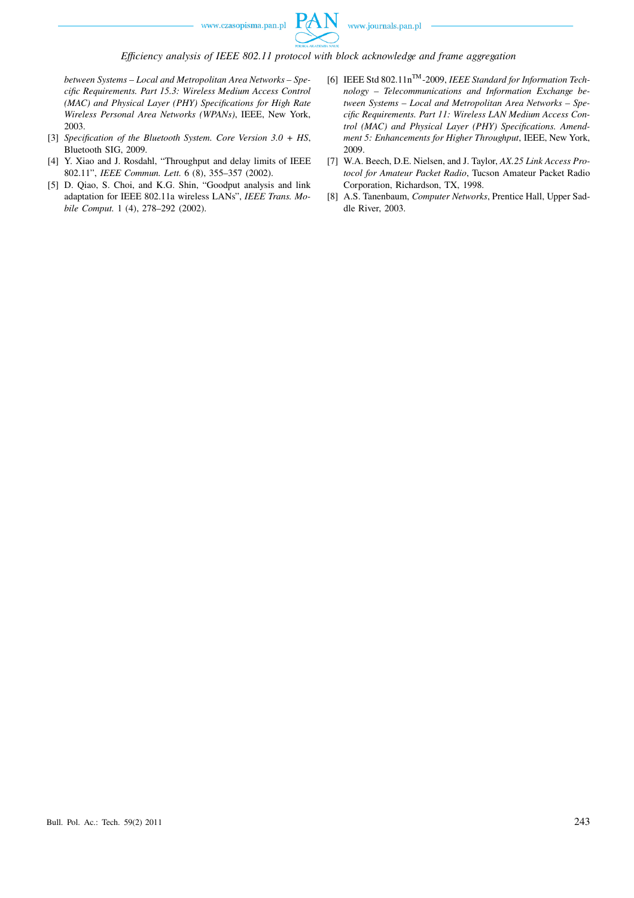*between Systems – Local and Metropolitan Area Networks – Specific Requirements. Part 15.3: Wireless Medium Access Control (MAC) and Physical Layer (PHY) Specifications for High Rate Wireless Personal Area Networks (WPANs)*, IEEE, New York, 2003.

[3] *Specification of the Bluetooth System. Core Version 3.0 + HS*, Bluetooth SIG, 2009.

[4] Y. Xiao and J. Rosdahl, "Throughput and delay limits of IEEE 802.11", *IEEE Commun. Lett.* 6 (8), 355–357 (2002).

[5] D. Qiao, S. Choi, and K.G. Shin, "Goodput analysis and link adaptation for IEEE 802.11a wireless LANs", *IEEE Trans. Mobile Comput.* 1 (4), 278–292 (2002).

[6] IEEE Std 802.11n™-2009, *IEEE Standard for Information Technology – Telecommunications and Information Exchange between Systems – Local and Metropolitan Area Networks – Specific Requirements. Part 11: Wireless LAN Medium Access Control (MAC) and Physical Layer (PHY) Specifications. Amendment 5: Enhancements for Higher Throughput*, IEEE, New York, 2009.

[7] W.A. Beech, D.E. Nielsen, and J. Taylor, *AX.25 Link Access Protocol for Amateur Packet Radio*, Tucson Amateur Packet Radio Corporation, Richardson, TX, 1998.

[8] A.S. Tanenbaum, *Computer Networks*, Prentice Hall, Upper Saddle River, 2003.